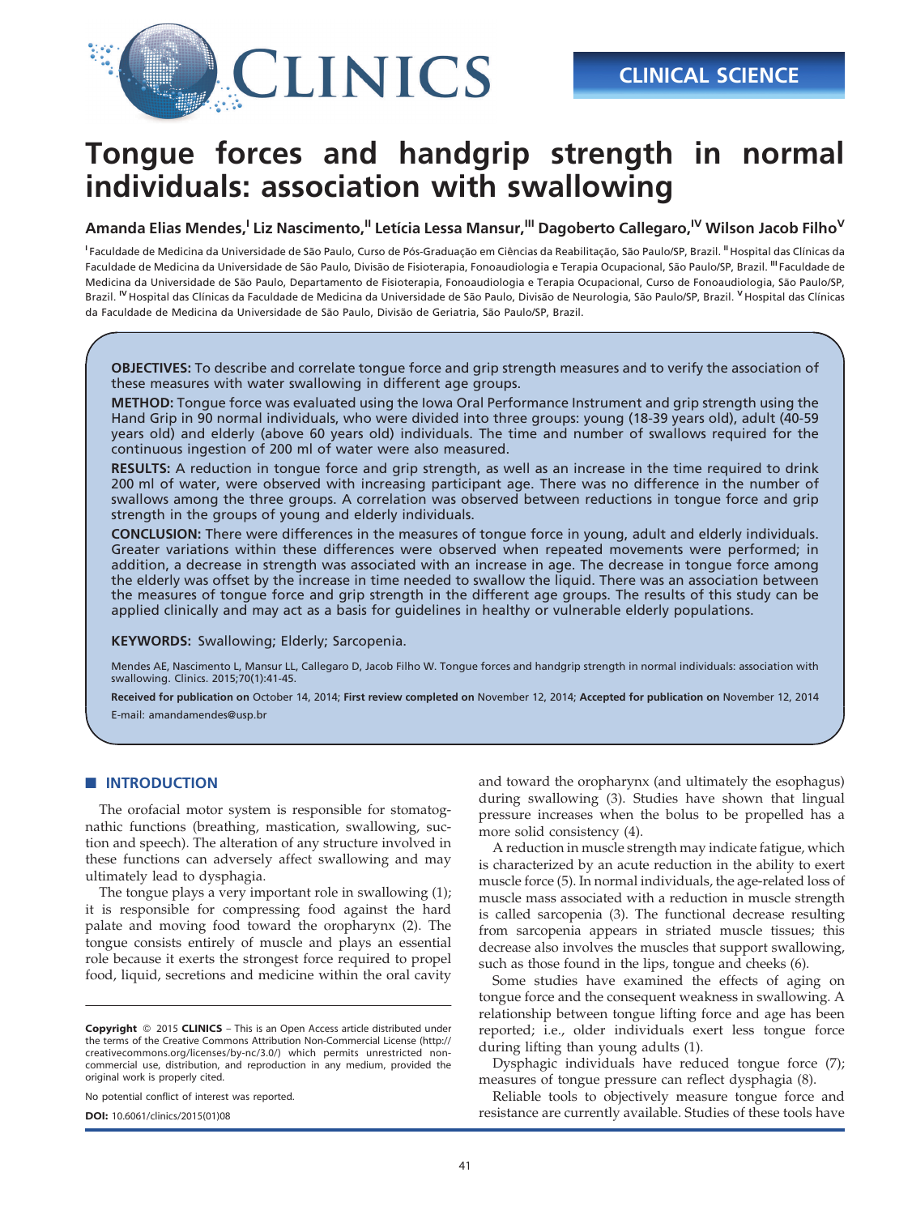CLINICS

CLINICAL SCIENCE

# Tongue forces and handgrip strength in normal individuals: association with swallowing

**Amanda Elias Mendes,[I] Liz Nascimento,[II] Letícia Lessa Mansur,[III] Dagoberto Callegaro,[IV] Wilson Jacob Filho[V]**

[I] Faculdade de Medicina da Universidade de São Paulo, Curso de Pós-Graduação em Ciências da Reabilitação, São Paulo/SP, Brazil. [II] Hospital das Clínicas da Faculdade de Medicina da Universidade de São Paulo, Divisão de Fisioterapia, Fonoaudiologia e Terapia Ocupacional, São Paulo/SP, Brazil. [III] Faculdade de Medicina da Universidade de São Paulo, Departamento de Fisioterapia, Fonoaudiologia e Terapia Ocupacional, Curso de Fonoaudiologia, São Paulo/SP, Brazil. [IV] Hospital das Clínicas da Faculdade de Medicina da Universidade de São Paulo, Divisão de Neurologia, São Paulo/SP, Brazil. [V] Hospital das Clínicas da Faculdade de Medicina da Universidade de São Paulo, Divisão de Geriatria, São Paulo/SP, Brazil.

**OBJECTIVES:** To describe and correlate tongue force and grip strength measures and to verify the association of these measures with water swallowing in different age groups.

**METHOD:** Tongue force was evaluated using the Iowa Oral Performance Instrument and grip strength using the Hand Grip in 90 normal individuals, who were divided into three groups: young (18-39 years old), adult (40-59 years old) and elderly (above 60 years old) individuals. The time and number of swallows required for the continuous ingestion of 200 ml of water were also measured.

**RESULTS:** A reduction in tongue force and grip strength, as well as an increase in the time required to drink 200 ml of water, were observed with increasing participant age. There was no difference in the number of swallows among the three groups. A correlation was observed between reductions in tongue force and grip strength in the groups of young and elderly individuals.

**CONCLUSION:** There were differences in the measures of tongue force in young, adult and elderly individuals. Greater variations within these differences were observed when repeated movements were performed; in addition, a decrease in strength was associated with an increase in age. The decrease in tongue force among the elderly was offset by the increase in time needed to swallow the liquid. There was an association between the measures of tongue force and grip strength in the different age groups. The results of this study can be applied clinically and may act as a basis for guidelines in healthy or vulnerable elderly populations.

**KEYWORDS:** Swallowing; Elderly; Sarcopenia.

Mendes AE, Nascimento L, Mansur LL, Callegaro D, Jacob Filho W. Tongue forces and handgrip strength in normal individuals: association with swallowing. Clinics. 2015;70(1):41-45.

**Received for publication on** October 14, 2014; **First review completed on** November 12, 2014; **Accepted for publication on** November 12, 2014

E-mail: amandamendes@usp.br

## INTRODUCTION

The orofacial motor system is responsible for stomatognathic functions (breathing, mastication, swallowing, suction and speech). The alteration of any structure involved in these functions can adversely affect swallowing and may ultimately lead to dysphagia.

The tongue plays a very important role in swallowing (1); it is responsible for compressing food against the hard palate and moving food toward the oropharynx (2). The tongue consists entirely of muscle and plays an essential role because it exerts the strongest force required to propel food, liquid, secretions and medicine within the oral cavity and toward the oropharynx (and ultimately the esophagus) during swallowing (3). Studies have shown that lingual pressure increases when the bolus to be propelled has a more solid consistency (4).

A reduction in muscle strength may indicate fatigue, which is characterized by an acute reduction in the ability to exert muscle force (5). In normal individuals, the age-related loss of muscle mass associated with a reduction in muscle strength is called sarcopenia (3). The functional decrease resulting from sarcopenia appears in striated muscle tissues; this decrease also involves the muscles that support swallowing, such as those found in the lips, tongue and cheeks (6).

Some studies have examined the effects of aging on tongue force and the consequent weakness in swallowing. A relationship between tongue lifting force and age has been reported; i.e., older individuals exert less tongue force during lifting than young adults (1).

Dysphagic individuals have reduced tongue force (7); measures of tongue pressure can reflect dysphagia (8).

Reliable tools to objectively measure tongue force and resistance are currently available. Studies of these tools have

**Copyright** © 2015 **CLINICS** – This is an Open Access article distributed under the terms of the Creative Commons Attribution Non-Commercial License (http://creativecommons.org/licenses/by-nc/3.0/) which permits unrestricted non-commercial use, distribution, and reproduction in any medium, provided the original work is properly cited.

No potential conflict of interest was reported.

**DOI:** 10.6061/clinics/2015(01)08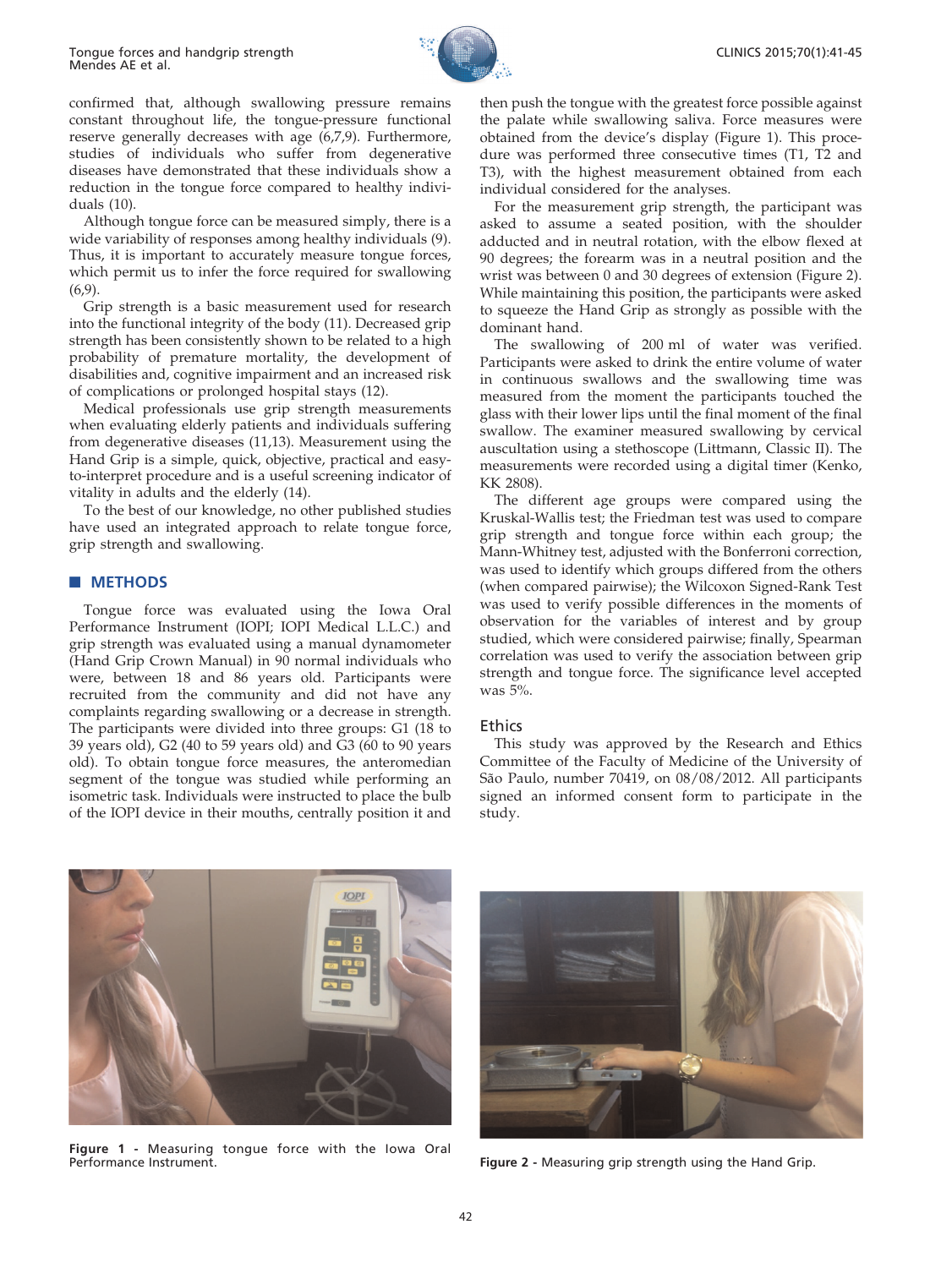confirmed that, although swallowing pressure remains constant throughout life, the tongue-pressure functional reserve generally decreases with age (6,7,9). Furthermore, studies of individuals who suffer from degenerative diseases have demonstrated that these individuals show a reduction in the tongue force compared to healthy individuals (10).

Although tongue force can be measured simply, there is a wide variability of responses among healthy individuals (9). Thus, it is important to accurately measure tongue forces, which permit us to infer the force required for swallowing (6,9).

Grip strength is a basic measurement used for research into the functional integrity of the body (11). Decreased grip strength has been consistently shown to be related to a high probability of premature mortality, the development of disabilities and, cognitive impairment and an increased risk of complications or prolonged hospital stays (12).

Medical professionals use grip strength measurements when evaluating elderly patients and individuals suffering from degenerative diseases (11,13). Measurement using the Hand Grip is a simple, quick, objective, practical and easy-to-interpret procedure and is a useful screening indicator of vitality in adults and the elderly (14).

To the best of our knowledge, no other published studies have used an integrated approach to relate tongue force, grip strength and swallowing.

## METHODS

Tongue force was evaluated using the Iowa Oral Performance Instrument (IOPI; IOPI Medical L.L.C.) and grip strength was evaluated using a manual dynamometer (Hand Grip Crown Manual) in 90 normal individuals who were, between 18 and 86 years old. Participants were recruited from the community and did not have any complaints regarding swallowing or a decrease in strength. The participants were divided into three groups: G1 (18 to 39 years old), G2 (40 to 59 years old) and G3 (60 to 90 years old). To obtain tongue force measures, the anteromedian segment of the tongue was studied while performing an isometric task. Individuals were instructed to place the bulb of the IOPI device in their mouths, centrally position it and then push the tongue with the greatest force possible against the palate while swallowing saliva. Force measures were obtained from the device's display (Figure 1). This procedure was performed three consecutive times (T1, T2 and T3), with the highest measurement obtained from each individual considered for the analyses.

For the measurement grip strength, the participant was asked to assume a seated position, with the shoulder adducted and in neutral rotation, with the elbow flexed at 90 degrees; the forearm was in a neutral position and the wrist was between 0 and 30 degrees of extension (Figure 2). While maintaining this position, the participants were asked to squeeze the Hand Grip as strongly as possible with the dominant hand.

The swallowing of 200 ml of water was verified. Participants were asked to drink the entire volume of water in continuous swallows and the swallowing time was measured from the moment the participants touched the glass with their lower lips until the final moment of the final swallow. The examiner measured swallowing by cervical auscultation using a stethoscope (Littmann, Classic II). The measurements were recorded using a digital timer (Kenko, KK 2808).

The different age groups were compared using the Kruskal-Wallis test; the Friedman test was used to compare grip strength and tongue force within each group; the Mann-Whitney test, adjusted with the Bonferroni correction, was used to identify which groups differed from the others (when compared pairwise); the Wilcoxon Signed-Rank Test was used to verify possible differences in the moments of observation for the variables of interest and by group studied, which were considered pairwise; finally, Spearman correlation was used to verify the association between grip strength and tongue force. The significance level accepted was 5%.

### Ethics

This study was approved by the Research and Ethics Committee of the Faculty of Medicine of the University of São Paulo, number 70419, on 08/08/2012. All participants signed an informed consent form to participate in the study.

**Figure 1 -** Measuring tongue force with the Iowa Oral Performance Instrument.

**Figure 2 -** Measuring grip strength using the Hand Grip.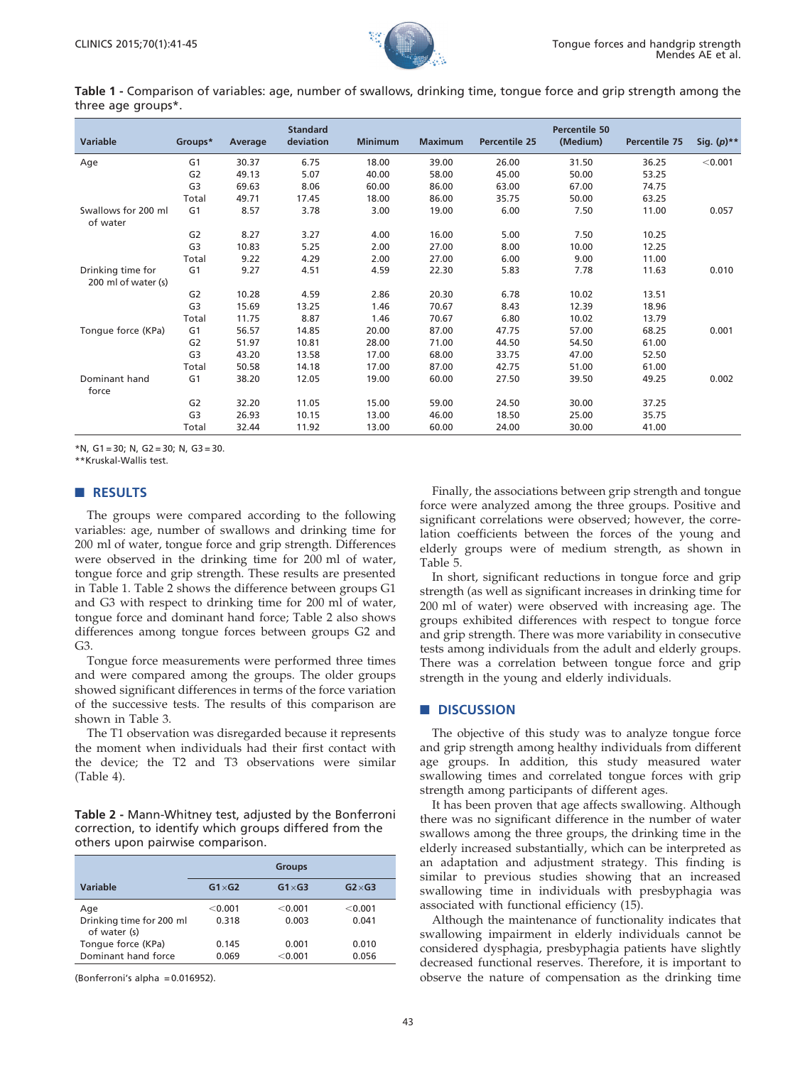**Table 1 -** Comparison of variables: age, number of swallows, drinking time, tongue force and grip strength among the three age groups*.

| Variable | Groups* | Average | Standard deviation | Minimum | Maximum | Percentile 25 | Percentile 50 (Medium) | Percentile 75 | Sig. (p)** |
|---|---|---|---|---|---|---|---|---|---|
| Age | G1 | 30.37 | 6.75 | 18.00 | 39.00 | 26.00 | 31.50 | 36.25 | <0.001 |
| | G2 | 49.13 | 5.07 | 40.00 | 58.00 | 45.00 | 50.00 | 53.25 | |
| | G3 | 69.63 | 8.06 | 60.00 | 86.00 | 63.00 | 67.00 | 74.75 | |
| | Total | 49.71 | 17.45 | 18.00 | 86.00 | 35.75 | 50.00 | 63.25 | |
| Swallows for 200 ml of water | G1 | 8.57 | 3.78 | 3.00 | 19.00 | 6.00 | 7.50 | 11.00 | 0.057 |
| | G2 | 8.27 | 3.27 | 4.00 | 16.00 | 5.00 | 7.50 | 10.25 | |
| | G3 | 10.83 | 5.25 | 2.00 | 27.00 | 8.00 | 10.00 | 12.25 | |
| | Total | 9.22 | 4.29 | 2.00 | 27.00 | 6.00 | 9.00 | 11.00 | |
| Drinking time for 200 ml of water (s) | G1 | 9.27 | 4.51 | 4.59 | 22.30 | 5.83 | 7.78 | 11.63 | 0.010 |
| | G2 | 10.28 | 4.59 | 2.86 | 20.30 | 6.78 | 10.02 | 13.51 | |
| | G3 | 15.69 | 13.25 | 1.46 | 70.67 | 8.43 | 12.39 | 18.96 | |
| | Total | 11.75 | 8.87 | 1.46 | 70.67 | 6.80 | 10.02 | 13.79 | |
| Tongue force (KPa) | G1 | 56.57 | 14.85 | 20.00 | 87.00 | 47.75 | 57.00 | 68.25 | 0.001 |
| | G2 | 51.97 | 10.81 | 28.00 | 71.00 | 44.50 | 54.50 | 61.00 | |
| | G3 | 43.20 | 13.58 | 17.00 | 68.00 | 33.75 | 47.00 | 52.50 | |
| | Total | 50.58 | 14.18 | 17.00 | 87.00 | 42.75 | 51.00 | 61.00 | |
| Dominant hand force | G1 | 38.20 | 12.05 | 19.00 | 60.00 | 27.50 | 39.50 | 49.25 | 0.002 |
| | G2 | 32.20 | 11.05 | 15.00 | 59.00 | 24.50 | 30.00 | 37.25 | |
| | G3 | 26.93 | 10.15 | 13.00 | 46.00 | 18.50 | 25.00 | 35.75 | |
| | Total | 32.44 | 11.92 | 13.00 | 60.00 | 24.00 | 30.00 | 41.00 | |

*N, G1 = 30; N, G2 = 30; N, G3 = 30.
**Kruskal-Wallis test.

## RESULTS

The groups were compared according to the following variables: age, number of swallows and drinking time for 200 ml of water, tongue force and grip strength. Differences were observed in the drinking time for 200 ml of water, tongue force and grip strength. These results are presented in Table 1. Table 2 shows the difference between groups G1 and G3 with respect to drinking time for 200 ml of water, tongue force and dominant hand force; Table 2 also shows differences among tongue forces between groups G2 and G3.

Tongue force measurements were performed three times and were compared among the groups. The older groups showed significant differences in terms of the force variation of the successive tests. The results of this comparison are shown in Table 3.

The T1 observation was disregarded because it represents the moment when individuals had their first contact with the device; the T2 and T3 observations were similar (Table 4).

**Table 2 -** Mann-Whitney test, adjusted by the Bonferroni correction, to identify which groups differed from the others upon pairwise comparison.

| Variable | Groups | | |
|---|---|---|---|
| | G1×G2 | G1×G3 | G2×G3 |
| Age | <0.001 | <0.001 | <0.001 |
| Drinking time for 200 ml of water (s) | 0.318 | 0.003 | 0.041 |
| Tongue force (KPa) | 0.145 | 0.001 | 0.010 |
| Dominant hand force | 0.069 | <0.001 | 0.056 |

(Bonferroni's alpha = 0.016952).

Finally, the associations between grip strength and tongue force were analyzed among the three groups. Positive and significant correlations were observed; however, the correlation coefficients between the forces of the young and elderly groups were of medium strength, as shown in Table 5.

In short, significant reductions in tongue force and grip strength (as well as significant increases in drinking time for 200 ml of water) were observed with increasing age. The groups exhibited differences with respect to tongue force and grip strength. There was more variability in consecutive tests among individuals from the adult and elderly groups. There was a correlation between tongue force and grip strength in the young and elderly individuals.

## DISCUSSION

The objective of this study was to analyze tongue force and grip strength among healthy individuals from different age groups. In addition, this study measured water swallowing times and correlated tongue forces with grip strength among participants of different ages.

It has been proven that age affects swallowing. Although there was no significant difference in the number of water swallows among the three groups, the drinking time in the elderly increased substantially, which can be interpreted as an adaptation and adjustment strategy. This finding is similar to previous studies showing that an increased swallowing time in individuals with presbyphagia was associated with functional efficiency (15).

Although the maintenance of functionality indicates that swallowing impairment in elderly individuals cannot be considered dysphagia, presbyphagia patients have slightly decreased functional reserves. Therefore, it is important to observe the nature of compensation as the drinking time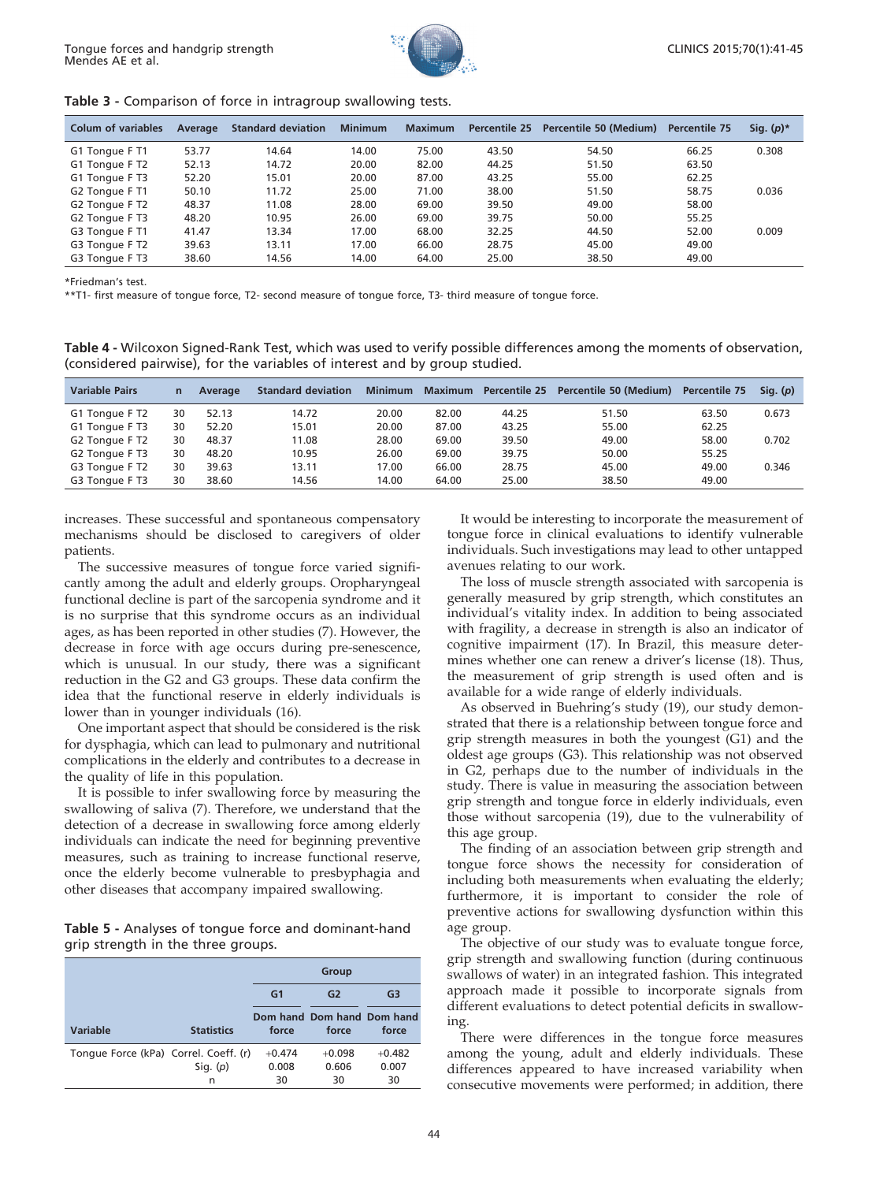**Table 3 -** Comparison of force in intragroup swallowing tests.

| Colum of variables | Average | Standard deviation | Minimum | Maximum | Percentile 25 | Percentile 50 (Medium) | Percentile 75 | Sig. (p)* |
|---|---|---|---|---|---|---|---|---|
| G1 Tongue F T1 | 53.77 | 14.64 | 14.00 | 75.00 | 43.50 | 54.50 | 66.25 | 0.308 |
| G1 Tongue F T2 | 52.13 | 14.72 | 20.00 | 82.00 | 44.25 | 51.50 | 63.50 | |
| G1 Tongue F T3 | 52.20 | 15.01 | 20.00 | 87.00 | 43.25 | 55.00 | 62.25 | |
| G2 Tongue F T1 | 50.10 | 11.72 | 25.00 | 71.00 | 38.00 | 51.50 | 58.75 | 0.036 |
| G2 Tongue F T2 | 48.37 | 11.08 | 28.00 | 69.00 | 39.50 | 49.00 | 58.00 | |
| G2 Tongue F T3 | 48.20 | 10.95 | 26.00 | 69.00 | 39.75 | 50.00 | 55.25 | |
| G3 Tongue F T1 | 41.47 | 13.34 | 17.00 | 68.00 | 32.25 | 44.50 | 52.00 | 0.009 |
| G3 Tongue F T2 | 39.63 | 13.11 | 17.00 | 66.00 | 28.75 | 45.00 | 49.00 | |
| G3 Tongue F T3 | 38.60 | 14.56 | 14.00 | 64.00 | 25.00 | 38.50 | 49.00 | |

*Friedman's test.

**T1- first measure of tongue force, T2- second measure of tongue force, T3- third measure of tongue force.

**Table 4 -** Wilcoxon Signed-Rank Test, which was used to verify possible differences among the moments of observation, (considered pairwise), for the variables of interest and by group studied.

| Variable Pairs | n | Average | Standard deviation | Minimum | Maximum | Percentile 25 | Percentile 50 (Medium) | Percentile 75 | Sig. (p) |
|---|---|---|---|---|---|---|---|---|---|
| G1 Tongue F T2 | 30 | 52.13 | 14.72 | 20.00 | 82.00 | 44.25 | 51.50 | 63.50 | 0.673 |
| G1 Tongue F T3 | 30 | 52.20 | 15.01 | 20.00 | 87.00 | 43.25 | 55.00 | 62.25 | |
| G2 Tongue F T2 | 30 | 48.37 | 11.08 | 28.00 | 69.00 | 39.50 | 49.00 | 58.00 | 0.702 |
| G2 Tongue F T3 | 30 | 48.20 | 10.95 | 26.00 | 69.00 | 39.75 | 50.00 | 55.25 | |
| G3 Tongue F T2 | 30 | 39.63 | 13.11 | 17.00 | 66.00 | 28.75 | 45.00 | 49.00 | 0.346 |
| G3 Tongue F T3 | 30 | 38.60 | 14.56 | 14.00 | 64.00 | 25.00 | 38.50 | 49.00 | |

increases. These successful and spontaneous compensatory mechanisms should be disclosed to caregivers of older patients.

The successive measures of tongue force varied significantly among the adult and elderly groups. Oropharyngeal functional decline is part of the sarcopenia syndrome and it is no surprise that this syndrome occurs as an individual ages, as has been reported in other studies (7). However, the decrease in force with age occurs during pre-senescence, which is unusual. In our study, there was a significant reduction in the G2 and G3 groups. These data confirm the idea that the functional reserve in elderly individuals is lower than in younger individuals (16).

One important aspect that should be considered is the risk for dysphagia, which can lead to pulmonary and nutritional complications in the elderly and contributes to a decrease in the quality of life in this population.

It is possible to infer swallowing force by measuring the swallowing of saliva (7). Therefore, we understand that the detection of a decrease in swallowing force among elderly individuals can indicate the need for beginning preventive measures, such as training to increase functional reserve, once the elderly become vulnerable to presbyphagia and other diseases that accompany impaired swallowing.

**Table 5 -** Analyses of tongue force and dominant-hand grip strength in the three groups.

| | | Group | | |
|---|---|---|---|---|
| | | G1 | G2 | G3 |
| Variable | Statistics | Dom hand force | Dom hand force | Dom hand force |
| Tongue Force (kPa) | Correl. Coeff. (r) | +0.474 | +0.098 | +0.482 |
| | Sig. (p) | 0.008 | 0.606 | 0.007 |
| | n | 30 | 30 | 30 |

It would be interesting to incorporate the measurement of tongue force in clinical evaluations to identify vulnerable individuals. Such investigations may lead to other untapped avenues relating to our work.

The loss of muscle strength associated with sarcopenia is generally measured by grip strength, which constitutes an individual's vitality index. In addition to being associated with fragility, a decrease in strength is also an indicator of cognitive impairment (17). In Brazil, this measure determines whether one can renew a driver's license (18). Thus, the measurement of grip strength is used often and is available for a wide range of elderly individuals.

As observed in Buehring's study (19), our study demonstrated that there is a relationship between tongue force and grip strength measures in both the youngest (G1) and the oldest age groups (G3). This relationship was not observed in G2, perhaps due to the number of individuals in the study. There is value in measuring the association between grip strength and tongue force in elderly individuals, even those without sarcopenia (19), due to the vulnerability of this age group.

The finding of an association between grip strength and tongue force shows the necessity for consideration of including both measurements when evaluating the elderly; furthermore, it is important to consider the role of preventive actions for swallowing dysfunction within this age group.

The objective of our study was to evaluate tongue force, grip strength and swallowing function (during continuous swallows of water) in an integrated fashion. This integrated approach made it possible to incorporate signals from different evaluations to detect potential deficits in swallowing.

There were differences in the tongue force measures among the young, adult and elderly individuals. These differences appeared to have increased variability when consecutive movements were performed; in addition, there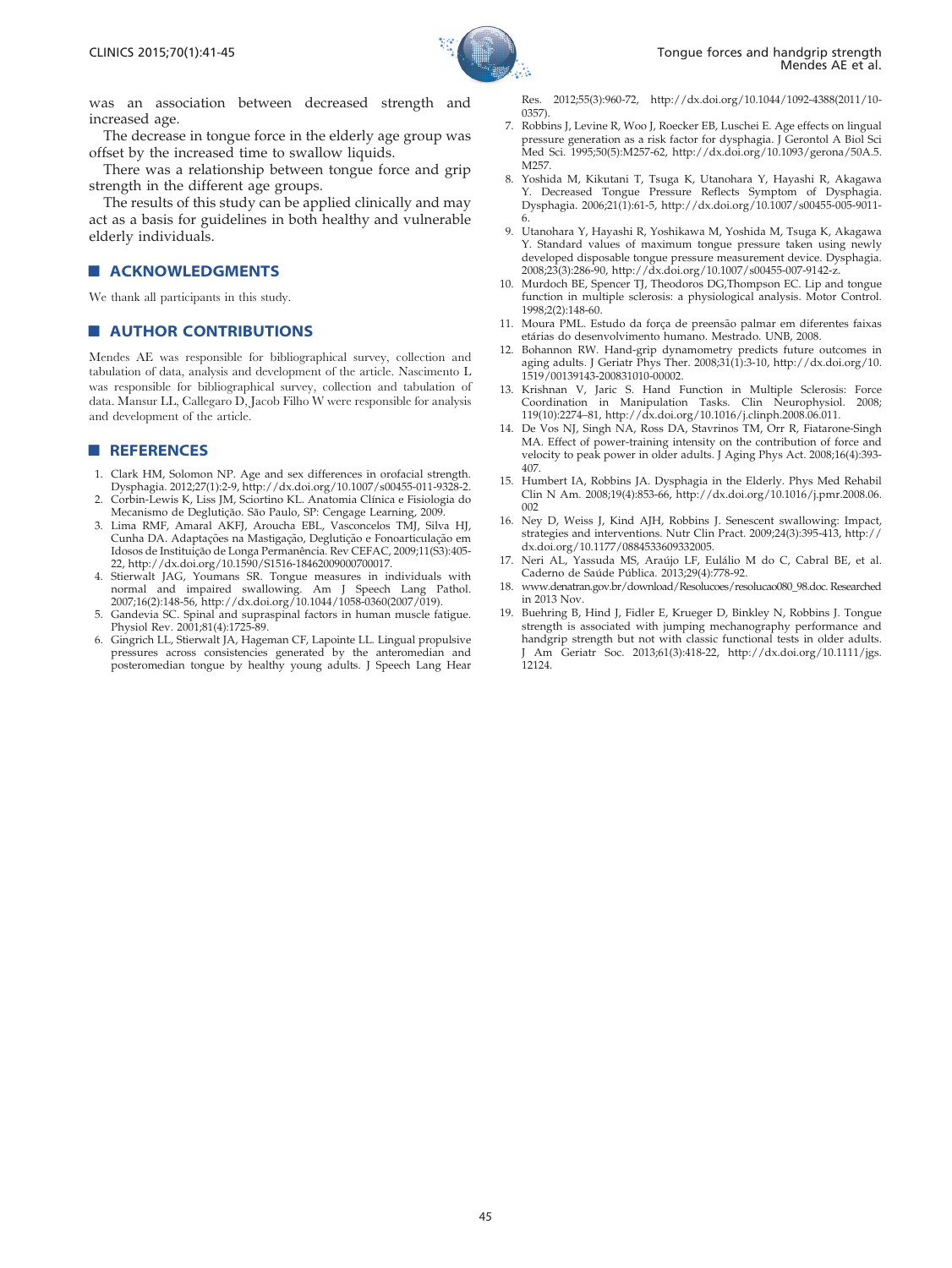was an association between decreased strength and increased age.

The decrease in tongue force in the elderly age group was offset by the increased time to swallow liquids.

There was a relationship between tongue force and grip strength in the different age groups.

The results of this study can be applied clinically and may act as a basis for guidelines in both healthy and vulnerable elderly individuals.

## ACKNOWLEDGMENTS

We thank all participants in this study.

## AUTHOR CONTRIBUTIONS

Mendes AE was responsible for bibliographical survey, collection and tabulation of data, analysis and development of the article. Nascimento L was responsible for bibliographical survey, collection and tabulation of data. Mansur LL, Callegaro D, Jacob Filho W were responsible for analysis and development of the article.

## REFERENCES

1. Clark HM, Solomon NP. Age and sex differences in orofacial strength. Dysphagia. 2012;27(1):2-9, http://dx.doi.org/10.1007/s00455-011-9328-2.
2. Corbin-Lewis K, Liss JM, Sciortino KL. Anatomia Clínica e Fisiologia do Mecanismo de Deglutição. São Paulo, SP: Cengage Learning, 2009.
3. Lima RMF, Amaral AKFJ, Aroucha EBL, Vasconcelos TMJ, Silva HJ, Cunha DA. Adaptações na Mastigação, Deglutição e Fonoarticulação em Idosos de Instituição de Longa Permanência. Rev CEFAC, 2009;11(S3):405-22, http://dx.doi.org/10.1590/S1516-18462009000700017.
4. Stierwalt JAG, Youmans SR. Tongue measures in individuals with normal and impaired swallowing. Am J Speech Lang Pathol. 2007;16(2):148-56, http://dx.doi.org/10.1044/1058-0360(2007/019).
5. Gandevia SC. Spinal and supraspinal factors in human muscle fatigue. Physiol Rev. 2001;81(4):1725-89.
6. Gingrich LL, Stierwalt JA, Hageman CF, Lapointe LL. Lingual propulsive pressures across consistencies generated by the anteromedian and posteromedian tongue by healthy young adults. J Speech Lang Hear Res. 2012;55(3):960-72, http://dx.doi.org/10.1044/1092-4388(2011/10-0357).
7. Robbins J, Levine R, Woo J, Roecker EB, Luschei E. Age effects on lingual pressure generation as a risk factor for dysphagia. J Gerontol A Biol Sci Med Sci. 1995;50(5):M257-62, http://dx.doi.org/10.1093/gerona/50A.5.M257.
8. Yoshida M, Kikutani T, Tsuga K, Utanohara Y, Hayashi R, Akagawa Y. Decreased Tongue Pressure Reflects Symptom of Dysphagia. Dysphagia. 2006;21(1):61-5, http://dx.doi.org/10.1007/s00455-005-9011-6.
9. Utanohara Y, Hayashi R, Yoshikawa M, Yoshida M, Tsuga K, Akagawa Y. Standard values of maximum tongue pressure taken using newly developed disposable tongue pressure measurement device. Dysphagia. 2008;23(3):286-90, http://dx.doi.org/10.1007/s00455-007-9142-z.
10. Murdoch BE, Spencer TJ, Theodoros DG,Thompson EC. Lip and tongue function in multiple sclerosis: a physiological analysis. Motor Control. 1998;2(2):148-60.
11. Moura PML. Estudo da força de preensão palmar em diferentes faixas etárias do desenvolvimento humano. Mestrado. UNB, 2008.
12. Bohannon RW. Hand-grip dynamometry predicts future outcomes in aging adults. J Geriatr Phys Ther. 2008;31(1):3-10, http://dx.doi.org/10.1519/00139143-200831010-00002.
13. Krishnan V, Jaric S. Hand Function in Multiple Sclerosis: Force Coordination in Manipulation Tasks. Clin Neurophysiol. 2008; 119(10):2274–81, http://dx.doi.org/10.1016/j.clinph.2008.06.011.
14. De Vos NJ, Singh NA, Ross DA, Stavrinos TM, Orr R, Fiatarone-Singh MA. Effect of power-training intensity on the contribution of force and velocity to peak power in older adults. J Aging Phys Act. 2008;16(4):393-407.
15. Humbert IA, Robbins JA. Dysphagia in the Elderly. Phys Med Rehabil Clin N Am. 2008;19(4):853-66, http://dx.doi.org/10.1016/j.pmr.2008.06.002
16. Ney D, Weiss J, Kind AJH, Robbins J. Senescent swallowing: Impact, strategies and interventions. Nutr Clin Pract. 2009;24(3):395-413, http://dx.doi.org/10.1177/0884533609332005.
17. Neri AL, Yassuda MS, Araújo LF, Eulálio M do C, Cabral BE, et al. Caderno de Saúde Pública. 2013;29(4):778-92.
18. www.denatran.gov.br/download/Resolucoes/resolucao080_98.doc. Researched in 2013 Nov.
19. Buehring B, Hind J, Fidler E, Krueger D, Binkley N, Robbins J. Tongue strength is associated with jumping mechanography performance and handgrip strength but not with classic functional tests in older adults. J Am Geriatr Soc. 2013;61(3):418-22, http://dx.doi.org/10.1111/jgs.12124.